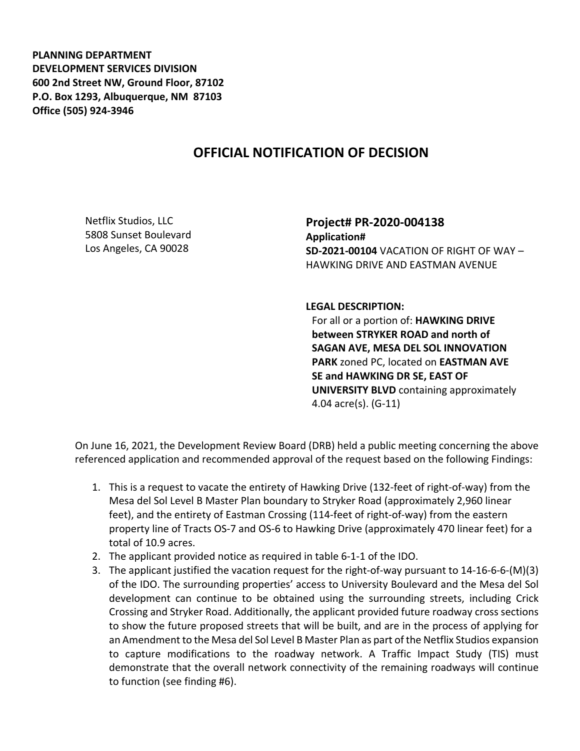**PLANNING DEPARTMENT**
**DEVELOPMENT SERVICES DIVISION**
**600 2nd Street NW, Ground Floor, 87102**
**P.O. Box 1293, Albuquerque, NM 87103**
**Office (505) 924-3946**

# OFFICIAL NOTIFICATION OF DECISION

Netflix Studios, LLC
5808 Sunset Boulevard
Los Angeles, CA 90028

**Project# PR-2020-004138**
**Application#**
**SD-2021-00104** VACATION OF RIGHT OF WAY – HAWKING DRIVE AND EASTMAN AVENUE

**LEGAL DESCRIPTION:**
For all or a portion of: **HAWKING DRIVE between STRYKER ROAD and north of SAGAN AVE, MESA DEL SOL INNOVATION PARK** zoned PC, located on **EASTMAN AVE SE and HAWKING DR SE, EAST OF UNIVERSITY BLVD** containing approximately 4.04 acre(s). (G-11)

On June 16, 2021, the Development Review Board (DRB) held a public meeting concerning the above referenced application and recommended approval of the request based on the following Findings:

1. This is a request to vacate the entirety of Hawking Drive (132-feet of right-of-way) from the Mesa del Sol Level B Master Plan boundary to Stryker Road (approximately 2,960 linear feet), and the entirety of Eastman Crossing (114-feet of right-of-way) from the eastern property line of Tracts OS-7 and OS-6 to Hawking Drive (approximately 470 linear feet) for a total of 10.9 acres.
2. The applicant provided notice as required in table 6-1-1 of the IDO.
3. The applicant justified the vacation request for the right-of-way pursuant to 14-16-6-6-(M)(3) of the IDO. The surrounding properties' access to University Boulevard and the Mesa del Sol development can continue to be obtained using the surrounding streets, including Crick Crossing and Stryker Road. Additionally, the applicant provided future roadway cross sections to show the future proposed streets that will be built, and are in the process of applying for an Amendment to the Mesa del Sol Level B Master Plan as part of the Netflix Studios expansion to capture modifications to the roadway network. A Traffic Impact Study (TIS) must demonstrate that the overall network connectivity of the remaining roadways will continue to function (see finding #6).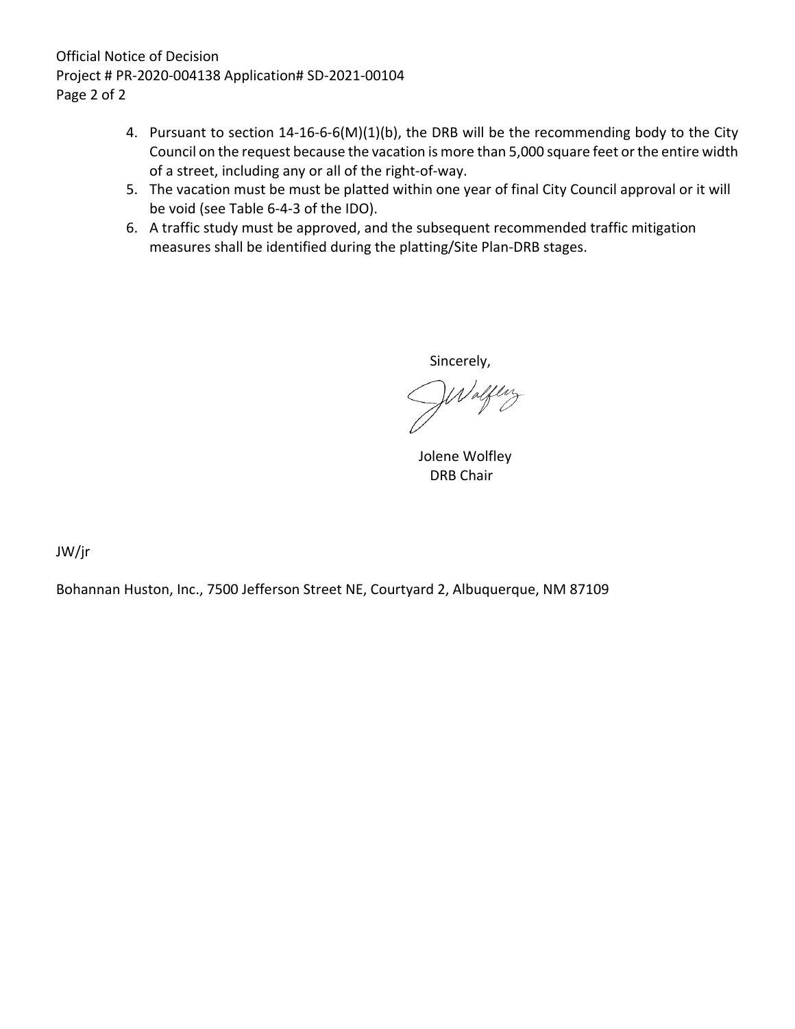4. Pursuant to section 14-16-6-6(M)(1)(b), the DRB will be the recommending body to the City Council on the request because the vacation is more than 5,000 square feet or the entire width of a street, including any or all of the right-of-way.
5. The vacation must be must be platted within one year of final City Council approval or it will be void (see Table 6-4-3 of the IDO).
6. A traffic study must be approved, and the subsequent recommended traffic mitigation measures shall be identified during the platting/Site Plan-DRB stages.

Sincerely,

Jolene Wolfley
DRB Chair

JW/jr

Bohannan Huston, Inc., 7500 Jefferson Street NE, Courtyard 2, Albuquerque, NM 87109